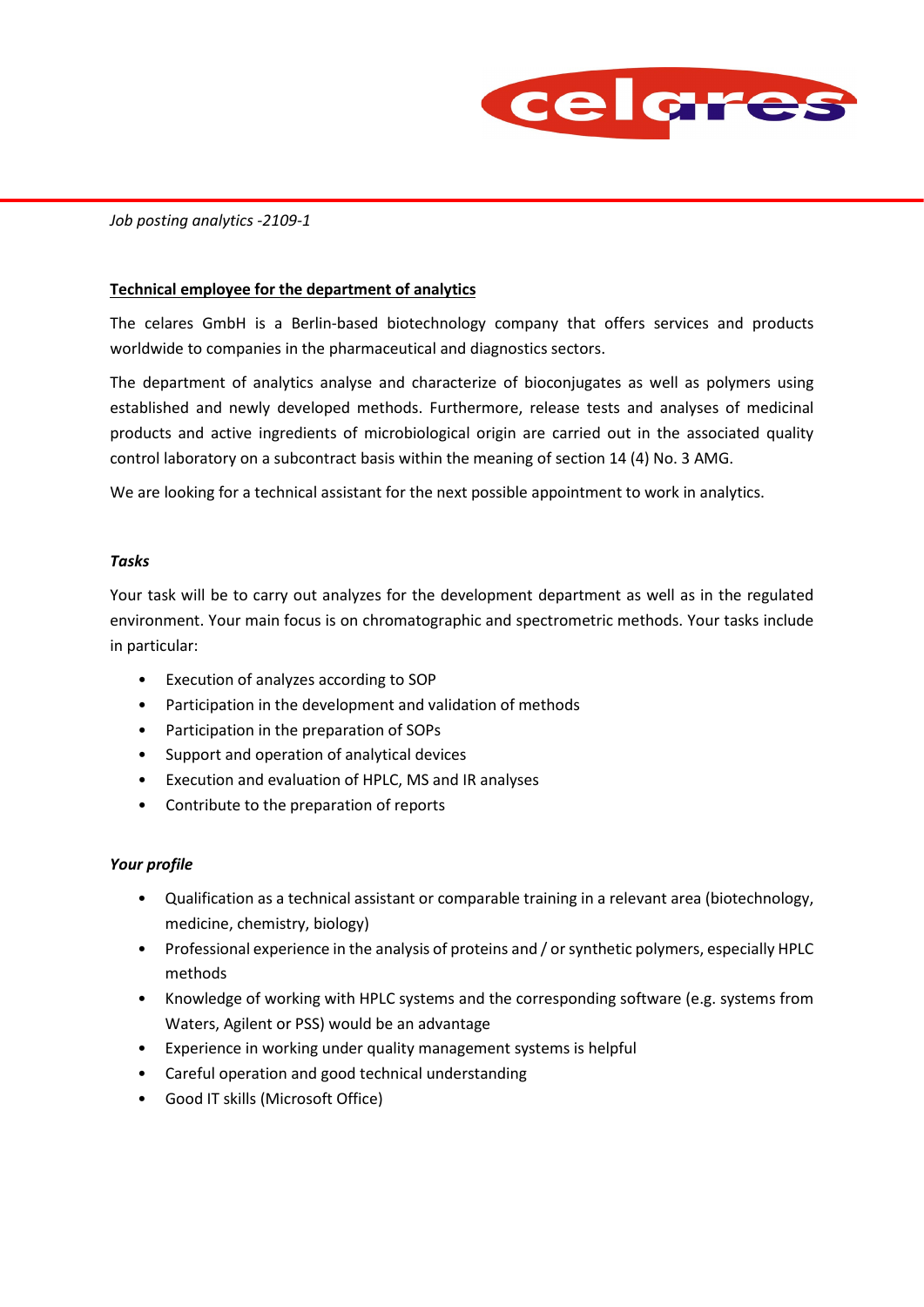*Job posting analytics -2109-1*

**Technical employee for the department of analytics**

The celares GmbH is a Berlin-based biotechnology company that offers services and products worldwide to companies in the pharmaceutical and diagnostics sectors.

The department of analytics analyse and characterize of bioconjugates as well as polymers using established and newly developed methods. Furthermore, release tests and analyses of medicinal products and active ingredients of microbiological origin are carried out in the associated quality control laboratory on a subcontract basis within the meaning of section 14 (4) No. 3 AMG.

We are looking for a technical assistant for the next possible appointment to work in analytics.

***Tasks***

Your task will be to carry out analyzes for the development department as well as in the regulated environment. Your main focus is on chromatographic and spectrometric methods. Your tasks include in particular:

- Execution of analyzes according to SOP
- Participation in the development and validation of methods
- Participation in the preparation of SOPs
- Support and operation of analytical devices
- Execution and evaluation of HPLC, MS and IR analyses
- Contribute to the preparation of reports

***Your profile***

- Qualification as a technical assistant or comparable training in a relevant area (biotechnology, medicine, chemistry, biology)
- Professional experience in the analysis of proteins and / or synthetic polymers, especially HPLC methods
- Knowledge of working with HPLC systems and the corresponding software (e.g. systems from Waters, Agilent or PSS) would be an advantage
- Experience in working under quality management systems is helpful
- Careful operation and good technical understanding
- Good IT skills (Microsoft Office)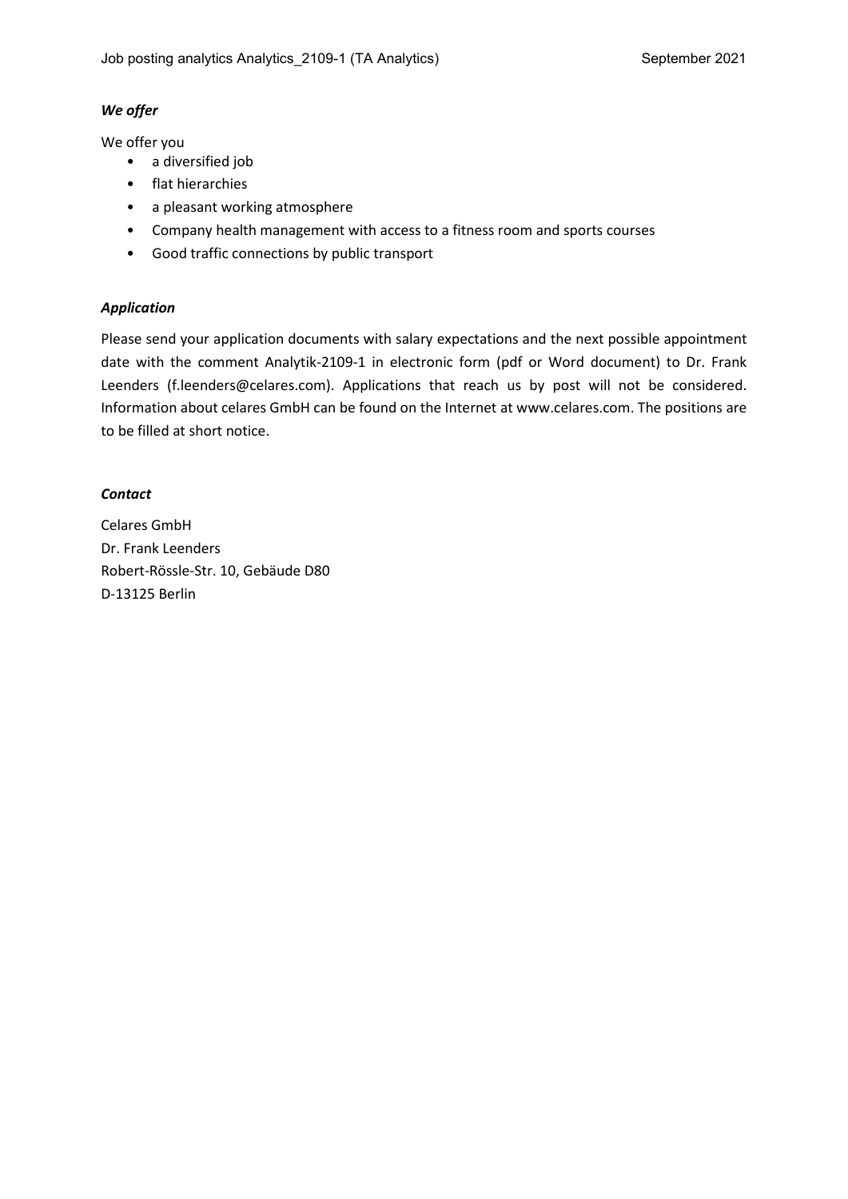### *We offer*

We offer you

- a diversified job
- flat hierarchies
- a pleasant working atmosphere
- Company health management with access to a fitness room and sports courses
- Good traffic connections by public transport

### *Application*

Please send your application documents with salary expectations and the next possible appointment date with the comment Analytik-2109-1 in electronic form (pdf or Word document) to Dr. Frank Leenders (f.leenders@celares.com). Applications that reach us by post will not be considered. Information about celares GmbH can be found on the Internet at www.celares.com. The positions are to be filled at short notice.

### *Contact*

Celares GmbH  
Dr. Frank Leenders  
Robert-Rössle-Str. 10, Gebäude D80  
D-13125 Berlin